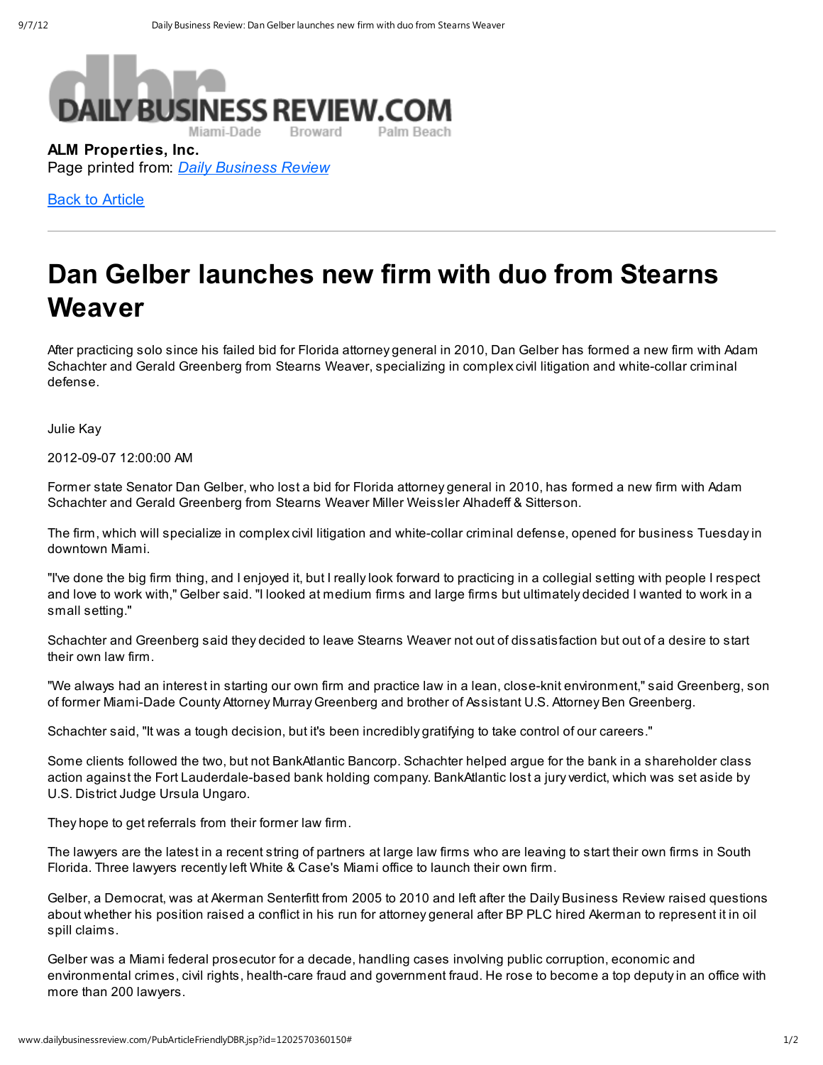DAILY BUSINESS REVIEW.COM
Miami-Dade Broward Palm Beach

**ALM Properties, Inc.**
Page printed from: *Daily Business Review*

Back to Article

---

# Dan Gelber launches new firm with duo from Stearns Weaver

After practicing solo since his failed bid for Florida attorney general in 2010, Dan Gelber has formed a new firm with Adam Schachter and Gerald Greenberg from Stearns Weaver, specializing in complex civil litigation and white-collar criminal defense.

Julie Kay

2012-09-07 12:00:00 AM

Former state Senator Dan Gelber, who lost a bid for Florida attorney general in 2010, has formed a new firm with Adam Schachter and Gerald Greenberg from Stearns Weaver Miller Weissler Alhadeff & Sitterson.

The firm, which will specialize in complex civil litigation and white-collar criminal defense, opened for business Tuesday in downtown Miami.

"I've done the big firm thing, and I enjoyed it, but I really look forward to practicing in a collegial setting with people I respect and love to work with," Gelber said. "I looked at medium firms and large firms but ultimately decided I wanted to work in a small setting."

Schachter and Greenberg said they decided to leave Stearns Weaver not out of dissatisfaction but out of a desire to start their own law firm.

"We always had an interest in starting our own firm and practice law in a lean, close-knit environment," said Greenberg, son of former Miami-Dade County Attorney Murray Greenberg and brother of Assistant U.S. Attorney Ben Greenberg.

Schachter said, "It was a tough decision, but it's been incredibly gratifying to take control of our careers."

Some clients followed the two, but not BankAtlantic Bancorp. Schachter helped argue for the bank in a shareholder class action against the Fort Lauderdale-based bank holding company. BankAtlantic lost a jury verdict, which was set aside by U.S. District Judge Ursula Ungaro.

They hope to get referrals from their former law firm.

The lawyers are the latest in a recent string of partners at large law firms who are leaving to start their own firms in South Florida. Three lawyers recently left White & Case's Miami office to launch their own firm.

Gelber, a Democrat, was at Akerman Senterfitt from 2005 to 2010 and left after the Daily Business Review raised questions about whether his position raised a conflict in his run for attorney general after BP PLC hired Akerman to represent it in oil spill claims.

Gelber was a Miami federal prosecutor for a decade, handling cases involving public corruption, economic and environmental crimes, civil rights, health-care fraud and government fraud. He rose to become a top deputy in an office with more than 200 lawyers.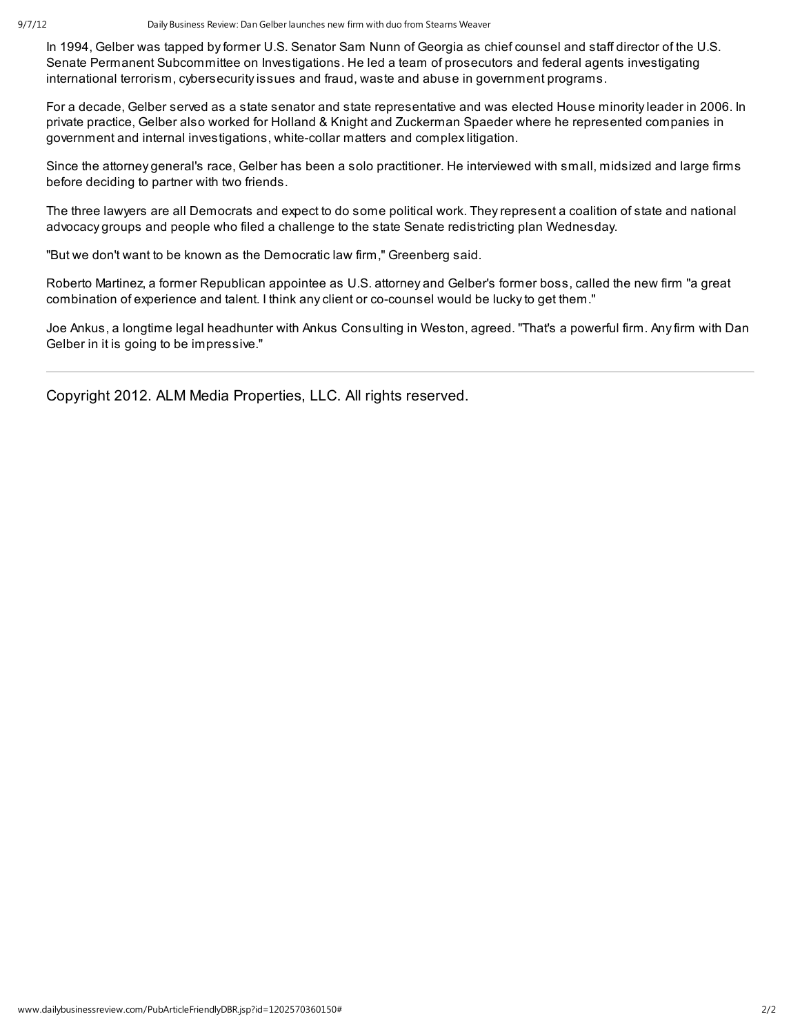In 1994, Gelber was tapped by former U.S. Senator Sam Nunn of Georgia as chief counsel and staff director of the U.S. Senate Permanent Subcommittee on Investigations. He led a team of prosecutors and federal agents investigating international terrorism, cybersecurity issues and fraud, waste and abuse in government programs.

For a decade, Gelber served as a state senator and state representative and was elected House minority leader in 2006. In private practice, Gelber also worked for Holland & Knight and Zuckerman Spaeder where he represented companies in government and internal investigations, white-collar matters and complex litigation.

Since the attorney general's race, Gelber has been a solo practitioner. He interviewed with small, midsized and large firms before deciding to partner with two friends.

The three lawyers are all Democrats and expect to do some political work. They represent a coalition of state and national advocacy groups and people who filed a challenge to the state Senate redistricting plan Wednesday.

"But we don't want to be known as the Democratic law firm," Greenberg said.

Roberto Martinez, a former Republican appointee as U.S. attorney and Gelber's former boss, called the new firm "a great combination of experience and talent. I think any client or co-counsel would be lucky to get them."

Joe Ankus, a longtime legal headhunter with Ankus Consulting in Weston, agreed. "That's a powerful firm. Any firm with Dan Gelber in it is going to be impressive."

---

Copyright 2012. ALM Media Properties, LLC. All rights reserved.